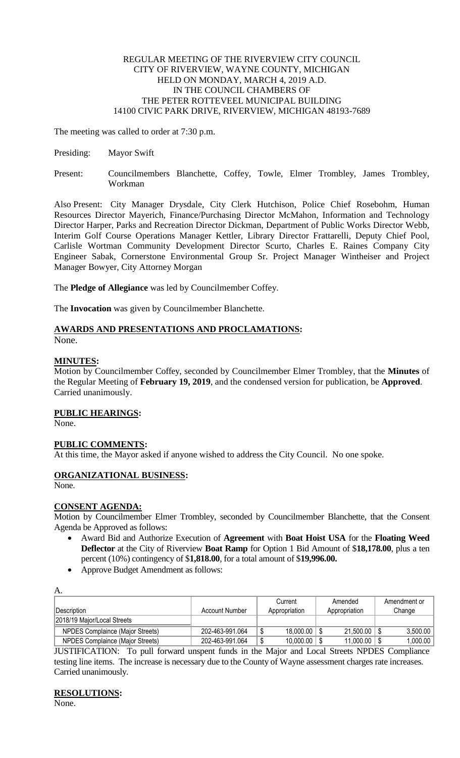REGULAR MEETING OF THE RIVERVIEW CITY COUNCIL
CITY OF RIVERVIEW, WAYNE COUNTY, MICHIGAN
HELD ON MONDAY, MARCH 4, 2019 A.D.
IN THE COUNCIL CHAMBERS OF
THE PETER ROTTEVEEL MUNICIPAL BUILDING
14100 CIVIC PARK DRIVE, RIVERVIEW, MICHIGAN 48193-7689

The meeting was called to order at 7:30 p.m.

Presiding: Mayor Swift

Present: Councilmembers Blanchette, Coffey, Towle, Elmer Trombley, James Trombley, Workman

Also Present: City Manager Drysdale, City Clerk Hutchison, Police Chief Rosebohm, Human Resources Director Mayerich, Finance/Purchasing Director McMahon, Information and Technology Director Harper, Parks and Recreation Director Dickman, Department of Public Works Director Webb, Interim Golf Course Operations Manager Kettler, Library Director Frattarelli, Deputy Chief Pool, Carlisle Wortman Community Development Director Scurto, Charles E. Raines Company City Engineer Sabak, Cornerstone Environmental Group Sr. Project Manager Wintheiser and Project Manager Bowyer, City Attorney Morgan

The **Pledge of Allegiance** was led by Councilmember Coffey.

The **Invocation** was given by Councilmember Blanchette.

**AWARDS AND PRESENTATIONS AND PROCLAMATIONS:**
None.

**MINUTES:**
Motion by Councilmember Coffey, seconded by Councilmember Elmer Trombley, that the **Minutes** of the Regular Meeting of **February 19, 2019**, and the condensed version for publication, be **Approved**. Carried unanimously.

**PUBLIC HEARINGS:**
None.

**PUBLIC COMMENTS:**
At this time, the Mayor asked if anyone wished to address the City Council. No one spoke.

**ORGANIZATIONAL BUSINESS:**
None.

**CONSENT AGENDA:**
Motion by Councilmember Elmer Trombley, seconded by Councilmember Blanchette, that the Consent Agenda be Approved as follows:

- Award Bid and Authorize Execution of **Agreement** with **Boat Hoist USA** for the **Floating Weed Deflector** at the City of Riverview **Boat Ramp** for Option 1 Bid Amount of $**18,178.00**, plus a ten percent (10%) contingency of $**1,818.00**, for a total amount of $**19,996.00.**
- Approve Budget Amendment as follows:

A.

| Description | Account Number | Current Appropriation | Amended Appropriation | Amendment or Change |
|---|---|---|---|---|
| 2018/19 Major/Local Streets | | | | |
| NPDES Complaince (Major Streets) | 202-463-991.064 | $ 18,000.00 | $ 21,500.00 | $ 3,500.00 |
| NPDES Complaince (Major Streets) | 202-463-991.064 | $ 10,000.00 | $ 11,000.00 | $ 1,000.00 |

JUSTIFICATION: To pull forward unspent funds in the Major and Local Streets NPDES Compliance testing line items. The increase is necessary due to the County of Wayne assessment charges rate increases. Carried unanimously.

**RESOLUTIONS:**
None.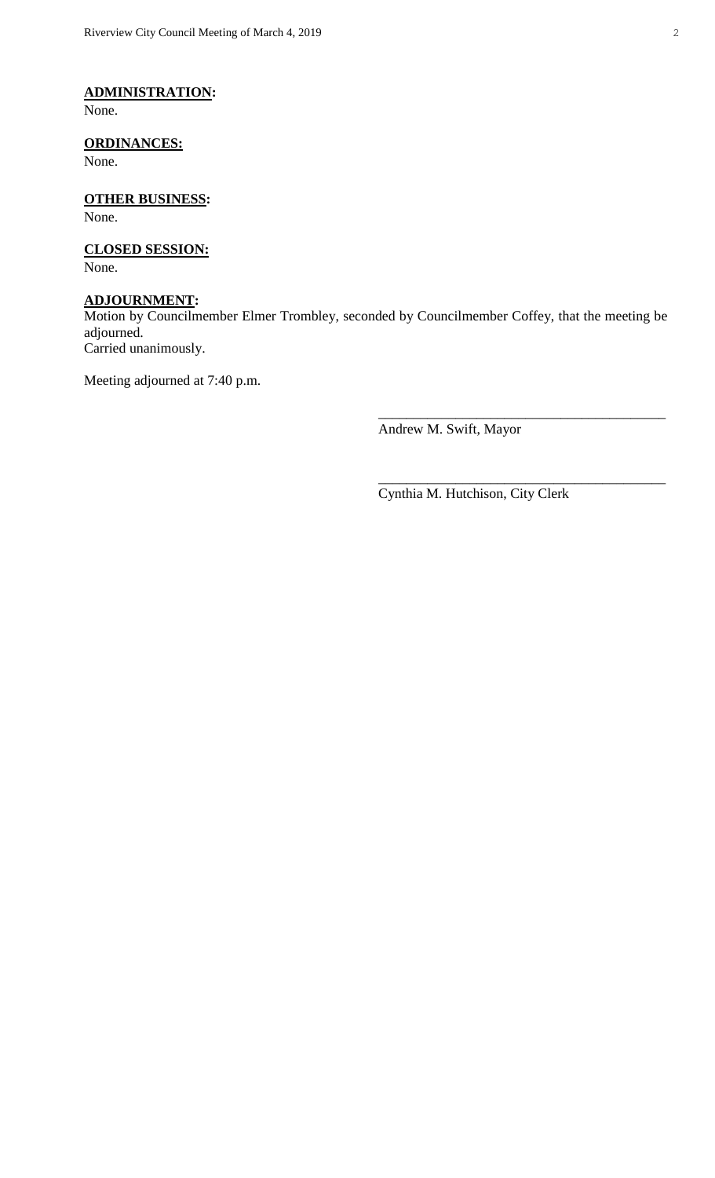**ADMINISTRATION:**
None.

**ORDINANCES:**
None.

**OTHER BUSINESS:**
None.

**CLOSED SESSION:**
None.

**ADJOURNMENT:**
Motion by Councilmember Elmer Trombley, seconded by Councilmember Coffey, that the meeting be adjourned.
Carried unanimously.

Meeting adjourned at 7:40 p.m.

\_\_\_\_\_\_\_\_\_\_\_\_\_\_\_\_\_\_\_\_\_\_\_\_\_\_\_\_\_\_\_\_\_\_\_\_\_\_\_\_
Andrew M. Swift, Mayor

\_\_\_\_\_\_\_\_\_\_\_\_\_\_\_\_\_\_\_\_\_\_\_\_\_\_\_\_\_\_\_\_\_\_\_\_\_\_\_\_
Cynthia M. Hutchison, City Clerk